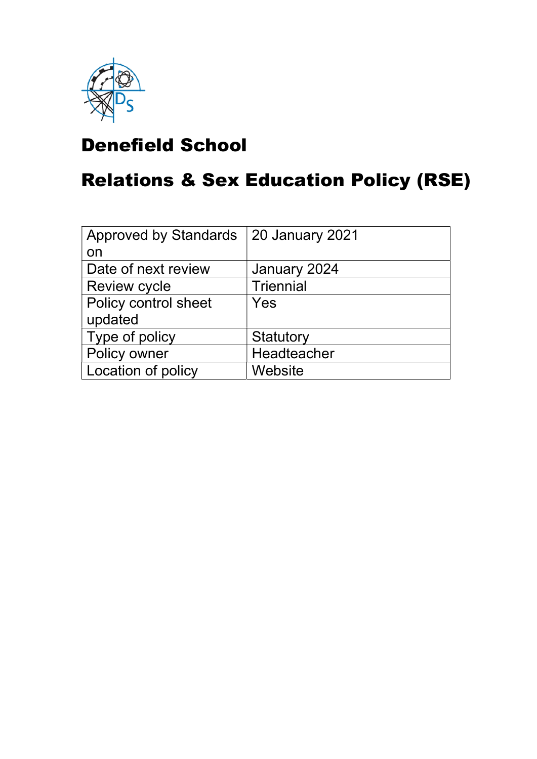# Denefield School

# Relations & Sex Education Policy (RSE)

| | |
|---|---|
| Approved by Standards on | 20 January 2021 |
| Date of next review | January 2024 |
| Review cycle | Triennial |
| Policy control sheet updated | Yes |
| Type of policy | Statutory |
| Policy owner | Headteacher |
| Location of policy | Website |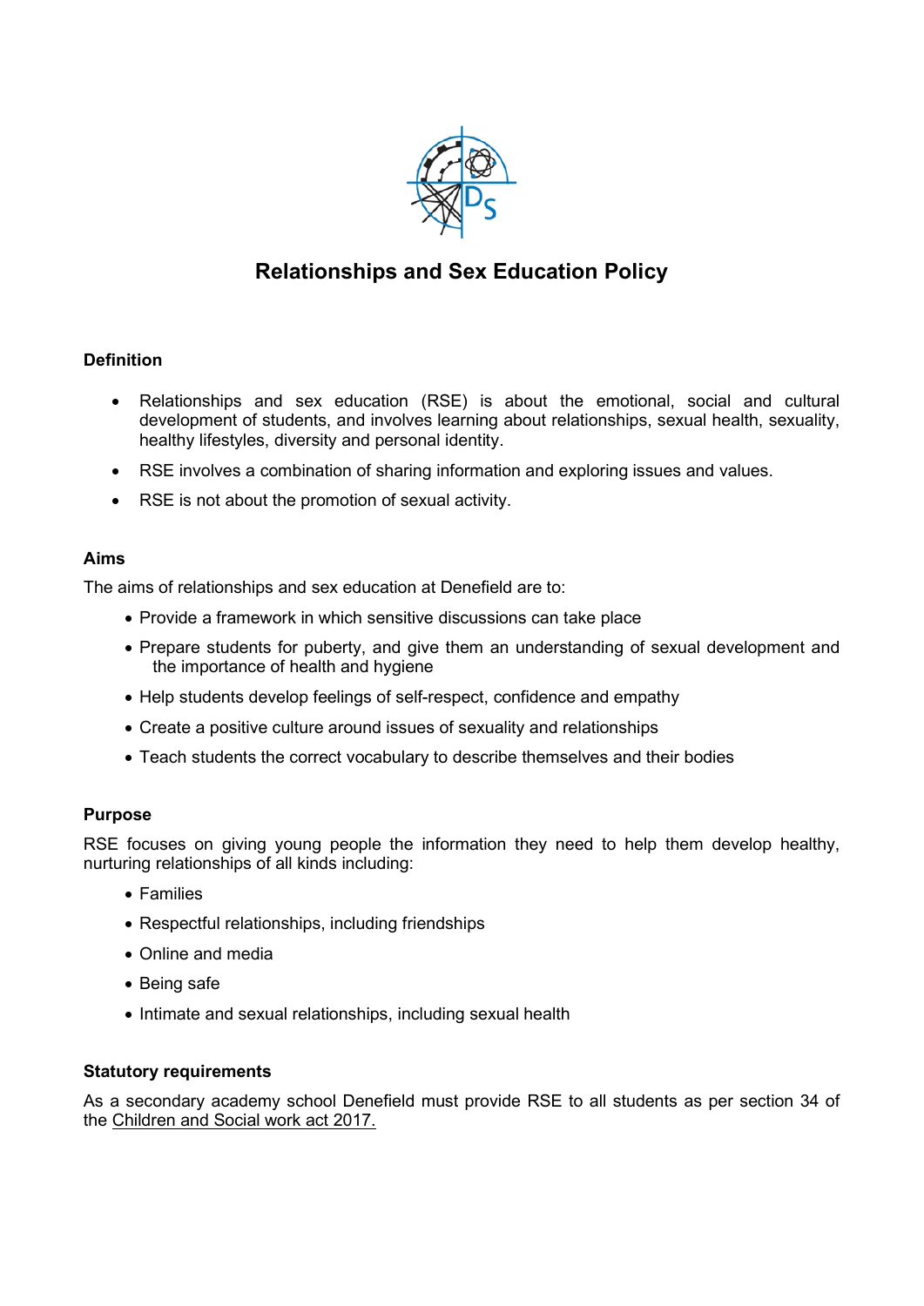# Relationships and Sex Education Policy

## Definition

- Relationships and sex education (RSE) is about the emotional, social and cultural development of students, and involves learning about relationships, sexual health, sexuality, healthy lifestyles, diversity and personal identity.
- RSE involves a combination of sharing information and exploring issues and values.
- RSE is not about the promotion of sexual activity.

## Aims

The aims of relationships and sex education at Denefield are to:

- Provide a framework in which sensitive discussions can take place
- Prepare students for puberty, and give them an understanding of sexual development and the importance of health and hygiene
- Help students develop feelings of self-respect, confidence and empathy
- Create a positive culture around issues of sexuality and relationships
- Teach students the correct vocabulary to describe themselves and their bodies

## Purpose

RSE focuses on giving young people the information they need to help them develop healthy, nurturing relationships of all kinds including:

- Families
- Respectful relationships, including friendships
- Online and media
- Being safe
- Intimate and sexual relationships, including sexual health

## Statutory requirements

As a secondary academy school Denefield must provide RSE to all students as per section 34 of the Children and Social work act 2017.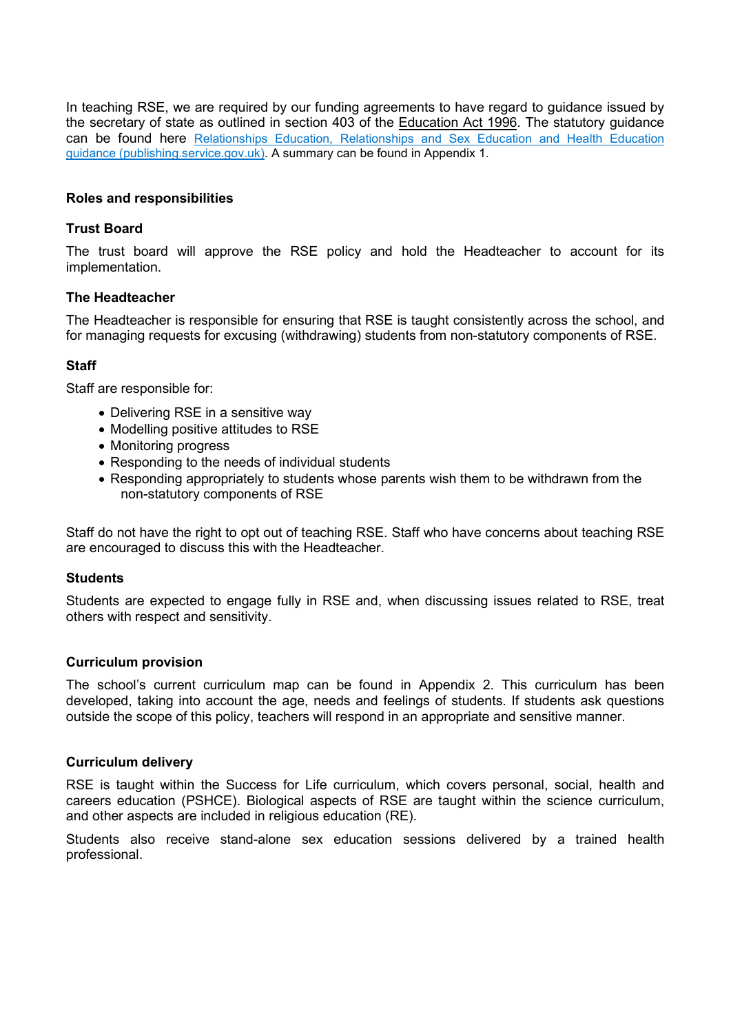In teaching RSE, we are required by our funding agreements to have regard to guidance issued by the secretary of state as outlined in section 403 of the Education Act 1996. The statutory guidance can be found here Relationships Education, Relationships and Sex Education and Health Education guidance (publishing.service.gov.uk). A summary can be found in Appendix 1.

## Roles and responsibilities

### Trust Board

The trust board will approve the RSE policy and hold the Headteacher to account for its implementation.

### The Headteacher

The Headteacher is responsible for ensuring that RSE is taught consistently across the school, and for managing requests for excusing (withdrawing) students from non-statutory components of RSE.

### Staff

Staff are responsible for:

- Delivering RSE in a sensitive way
- Modelling positive attitudes to RSE
- Monitoring progress
- Responding to the needs of individual students
- Responding appropriately to students whose parents wish them to be withdrawn from the non-statutory components of RSE

Staff do not have the right to opt out of teaching RSE. Staff who have concerns about teaching RSE are encouraged to discuss this with the Headteacher.

### Students

Students are expected to engage fully in RSE and, when discussing issues related to RSE, treat others with respect and sensitivity.

## Curriculum provision

The school's current curriculum map can be found in Appendix 2. This curriculum has been developed, taking into account the age, needs and feelings of students. If students ask questions outside the scope of this policy, teachers will respond in an appropriate and sensitive manner.

## Curriculum delivery

RSE is taught within the Success for Life curriculum, which covers personal, social, health and careers education (PSHCE). Biological aspects of RSE are taught within the science curriculum, and other aspects are included in religious education (RE).

Students also receive stand-alone sex education sessions delivered by a trained health professional.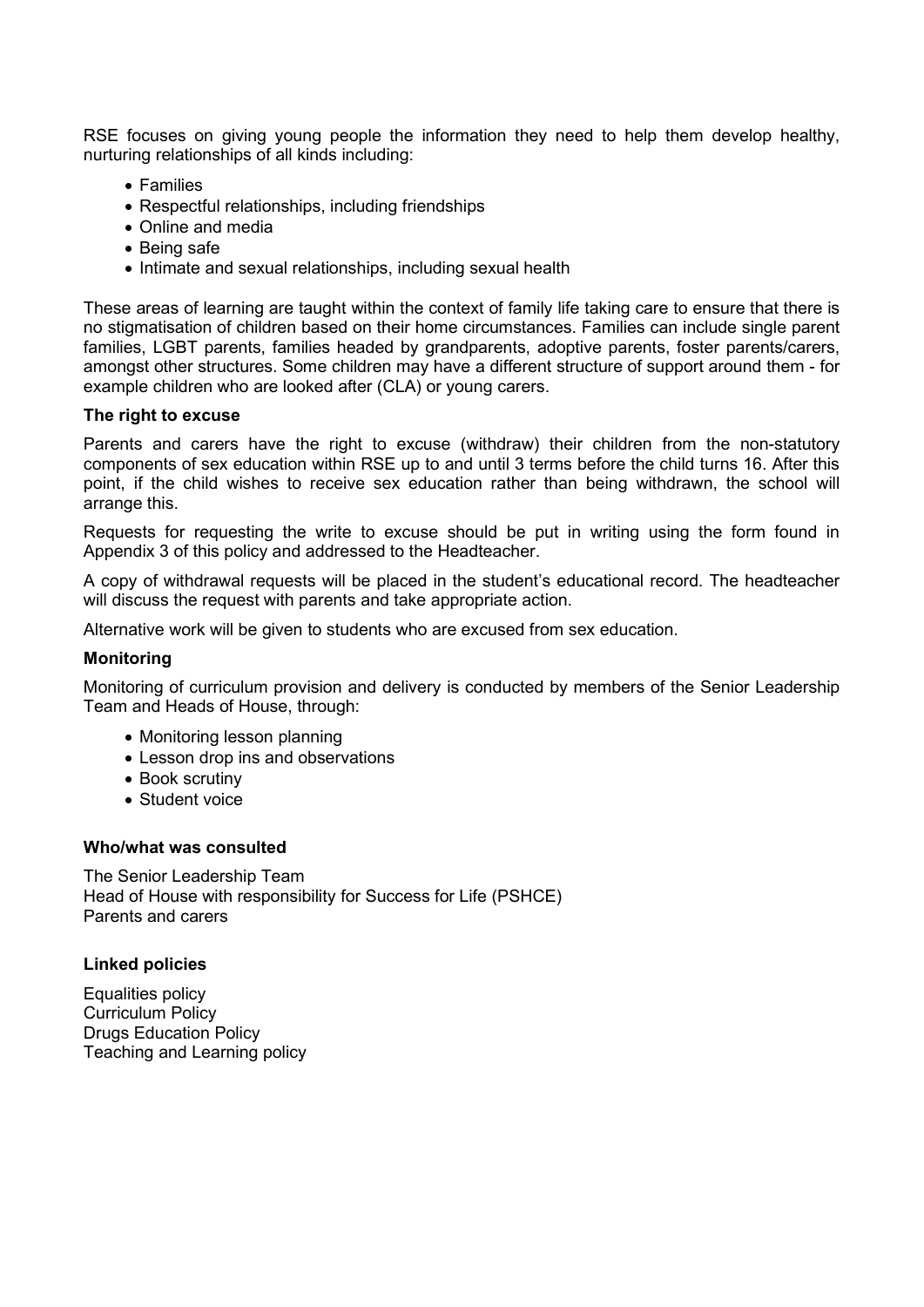RSE focuses on giving young people the information they need to help them develop healthy, nurturing relationships of all kinds including:

- Families
- Respectful relationships, including friendships
- Online and media
- Being safe
- Intimate and sexual relationships, including sexual health

These areas of learning are taught within the context of family life taking care to ensure that there is no stigmatisation of children based on their home circumstances. Families can include single parent families, LGBT parents, families headed by grandparents, adoptive parents, foster parents/carers, amongst other structures. Some children may have a different structure of support around them - for example children who are looked after (CLA) or young carers.

**The right to excuse**

Parents and carers have the right to excuse (withdraw) their children from the non-statutory components of sex education within RSE up to and until 3 terms before the child turns 16. After this point, if the child wishes to receive sex education rather than being withdrawn, the school will arrange this.

Requests for requesting the write to excuse should be put in writing using the form found in Appendix 3 of this policy and addressed to the Headteacher.

A copy of withdrawal requests will be placed in the student's educational record. The headteacher will discuss the request with parents and take appropriate action.

Alternative work will be given to students who are excused from sex education.

**Monitoring**

Monitoring of curriculum provision and delivery is conducted by members of the Senior Leadership Team and Heads of House, through:

- Monitoring lesson planning
- Lesson drop ins and observations
- Book scrutiny
- Student voice

**Who/what was consulted**

The Senior Leadership Team
Head of House with responsibility for Success for Life (PSHCE)
Parents and carers

**Linked policies**

Equalities policy
Curriculum Policy
Drugs Education Policy
Teaching and Learning policy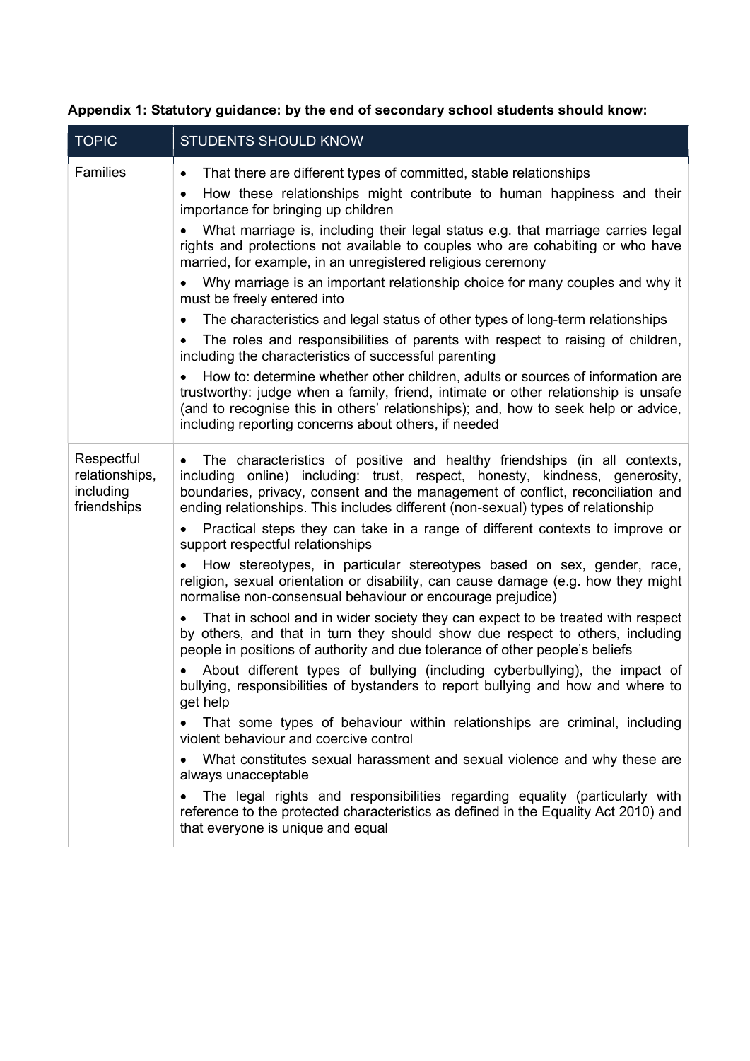**Appendix 1: Statutory guidance: by the end of secondary school students should know:**

| TOPIC | STUDENTS SHOULD KNOW |
|---|---|
| Families | • That there are different types of committed, stable relationships<br>• How these relationships might contribute to human happiness and their importance for bringing up children<br>• What marriage is, including their legal status e.g. that marriage carries legal rights and protections not available to couples who are cohabiting or who have married, for example, in an unregistered religious ceremony<br>• Why marriage is an important relationship choice for many couples and why it must be freely entered into<br>• The characteristics and legal status of other types of long-term relationships<br>• The roles and responsibilities of parents with respect to raising of children, including the characteristics of successful parenting<br>• How to: determine whether other children, adults or sources of information are trustworthy: judge when a family, friend, intimate or other relationship is unsafe (and to recognise this in others' relationships); and, how to seek help or advice, including reporting concerns about others, if needed |
| Respectful relationships, including friendships | • The characteristics of positive and healthy friendships (in all contexts, including online) including: trust, respect, honesty, kindness, generosity, boundaries, privacy, consent and the management of conflict, reconciliation and ending relationships. This includes different (non-sexual) types of relationship<br>• Practical steps they can take in a range of different contexts to improve or support respectful relationships<br>• How stereotypes, in particular stereotypes based on sex, gender, race, religion, sexual orientation or disability, can cause damage (e.g. how they might normalise non-consensual behaviour or encourage prejudice)<br>• That in school and in wider society they can expect to be treated with respect by others, and that in turn they should show due respect to others, including people in positions of authority and due tolerance of other people's beliefs<br>• About different types of bullying (including cyberbullying), the impact of bullying, responsibilities of bystanders to report bullying and how and where to get help<br>• That some types of behaviour within relationships are criminal, including violent behaviour and coercive control<br>• What constitutes sexual harassment and sexual violence and why these are always unacceptable<br>• The legal rights and responsibilities regarding equality (particularly with reference to the protected characteristics as defined in the Equality Act 2010) and that everyone is unique and equal |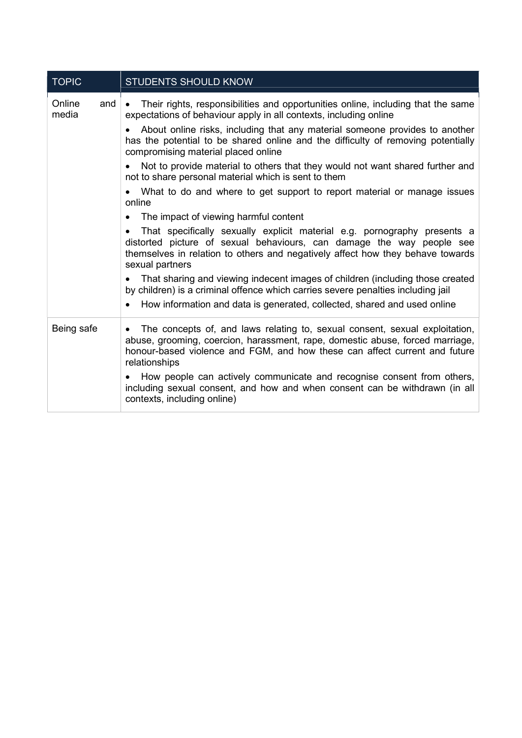| TOPIC | STUDENTS SHOULD KNOW |
|---|---|
| Online and media | • Their rights, responsibilities and opportunities online, including that the same expectations of behaviour apply in all contexts, including online<br>• About online risks, including that any material someone provides to another has the potential to be shared online and the difficulty of removing potentially compromising material placed online<br>• Not to provide material to others that they would not want shared further and not to share personal material which is sent to them<br>• What to do and where to get support to report material or manage issues online<br>• The impact of viewing harmful content<br>• That specifically sexually explicit material e.g. pornography presents a distorted picture of sexual behaviours, can damage the way people see themselves in relation to others and negatively affect how they behave towards sexual partners<br>• That sharing and viewing indecent images of children (including those created by children) is a criminal offence which carries severe penalties including jail<br>• How information and data is generated, collected, shared and used online |
| Being safe | • The concepts of, and laws relating to, sexual consent, sexual exploitation, abuse, grooming, coercion, harassment, rape, domestic abuse, forced marriage, honour-based violence and FGM, and how these can affect current and future relationships<br>• How people can actively communicate and recognise consent from others, including sexual consent, and how and when consent can be withdrawn (in all contexts, including online) |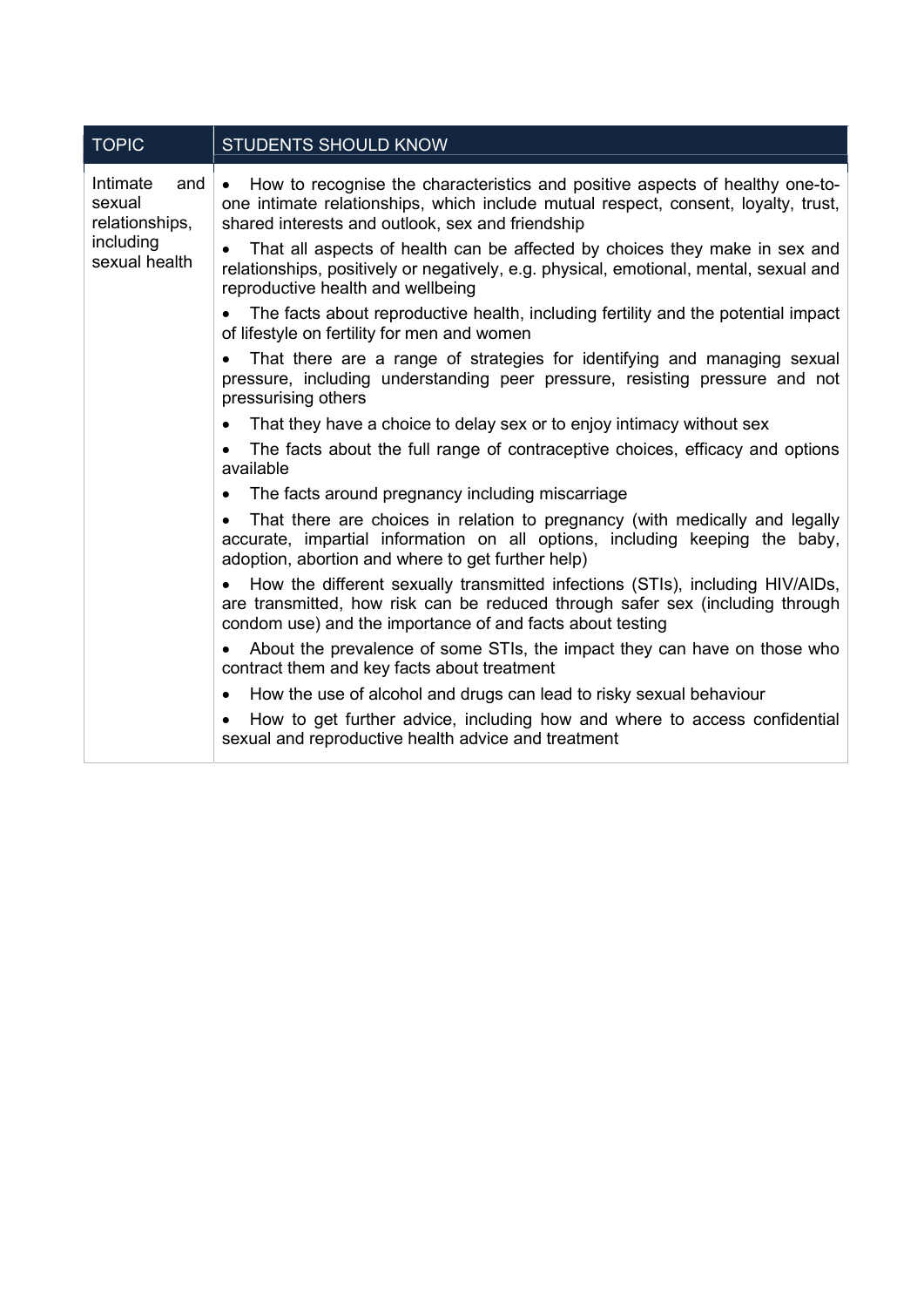| TOPIC | STUDENTS SHOULD KNOW |
| --- | --- |
| Intimate and sexual relationships, including sexual health | • How to recognise the characteristics and positive aspects of healthy one-to-one intimate relationships, which include mutual respect, consent, loyalty, trust, shared interests and outlook, sex and friendship<br>• That all aspects of health can be affected by choices they make in sex and relationships, positively or negatively, e.g. physical, emotional, mental, sexual and reproductive health and wellbeing<br>• The facts about reproductive health, including fertility and the potential impact of lifestyle on fertility for men and women<br>• That there are a range of strategies for identifying and managing sexual pressure, including understanding peer pressure, resisting pressure and not pressurising others<br>• That they have a choice to delay sex or to enjoy intimacy without sex<br>• The facts about the full range of contraceptive choices, efficacy and options available<br>• The facts around pregnancy including miscarriage<br>• That there are choices in relation to pregnancy (with medically and legally accurate, impartial information on all options, including keeping the baby, adoption, abortion and where to get further help)<br>• How the different sexually transmitted infections (STIs), including HIV/AIDs, are transmitted, how risk can be reduced through safer sex (including through condom use) and the importance of and facts about testing<br>• About the prevalence of some STIs, the impact they can have on those who contract them and key facts about treatment<br>• How the use of alcohol and drugs can lead to risky sexual behaviour<br>• How to get further advice, including how and where to access confidential sexual and reproductive health advice and treatment |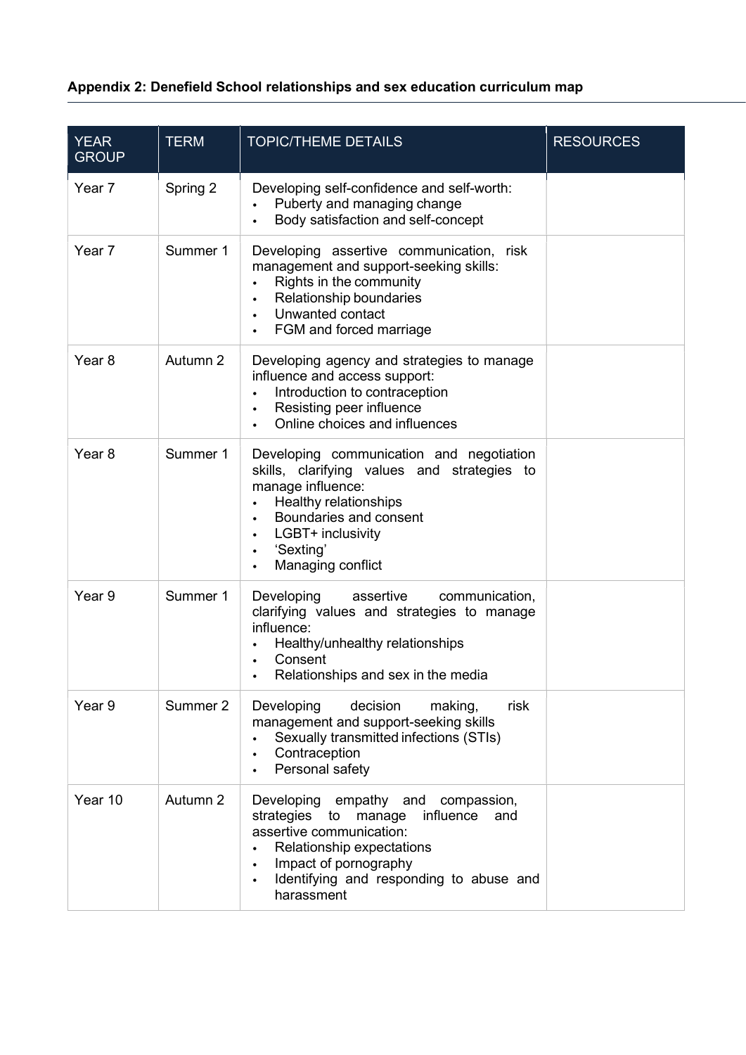**Appendix 2: Denefield School relationships and sex education curriculum map**

| YEAR GROUP | TERM | TOPIC/THEME DETAILS | RESOURCES |
|---|---|---|---|
| Year 7 | Spring 2 | Developing self-confidence and self-worth:<br>• Puberty and managing change<br>• Body satisfaction and self-concept | |
| Year 7 | Summer 1 | Developing assertive communication, risk management and support-seeking skills:<br>• Rights in the community<br>• Relationship boundaries<br>• Unwanted contact<br>• FGM and forced marriage | |
| Year 8 | Autumn 2 | Developing agency and strategies to manage influence and access support:<br>• Introduction to contraception<br>• Resisting peer influence<br>• Online choices and influences | |
| Year 8 | Summer 1 | Developing communication and negotiation skills, clarifying values and strategies to manage influence:<br>• Healthy relationships<br>• Boundaries and consent<br>• LGBT+ inclusivity<br>• 'Sexting'<br>• Managing conflict | |
| Year 9 | Summer 1 | Developing assertive communication, clarifying values and strategies to manage influence:<br>• Healthy/unhealthy relationships<br>• Consent<br>• Relationships and sex in the media | |
| Year 9 | Summer 2 | Developing decision making, risk management and support-seeking skills<br>• Sexually transmitted infections (STIs)<br>• Contraception<br>• Personal safety | |
| Year 10 | Autumn 2 | Developing empathy and compassion, strategies to manage influence and assertive communication:<br>• Relationship expectations<br>• Impact of pornography<br>• Identifying and responding to abuse and harassment | |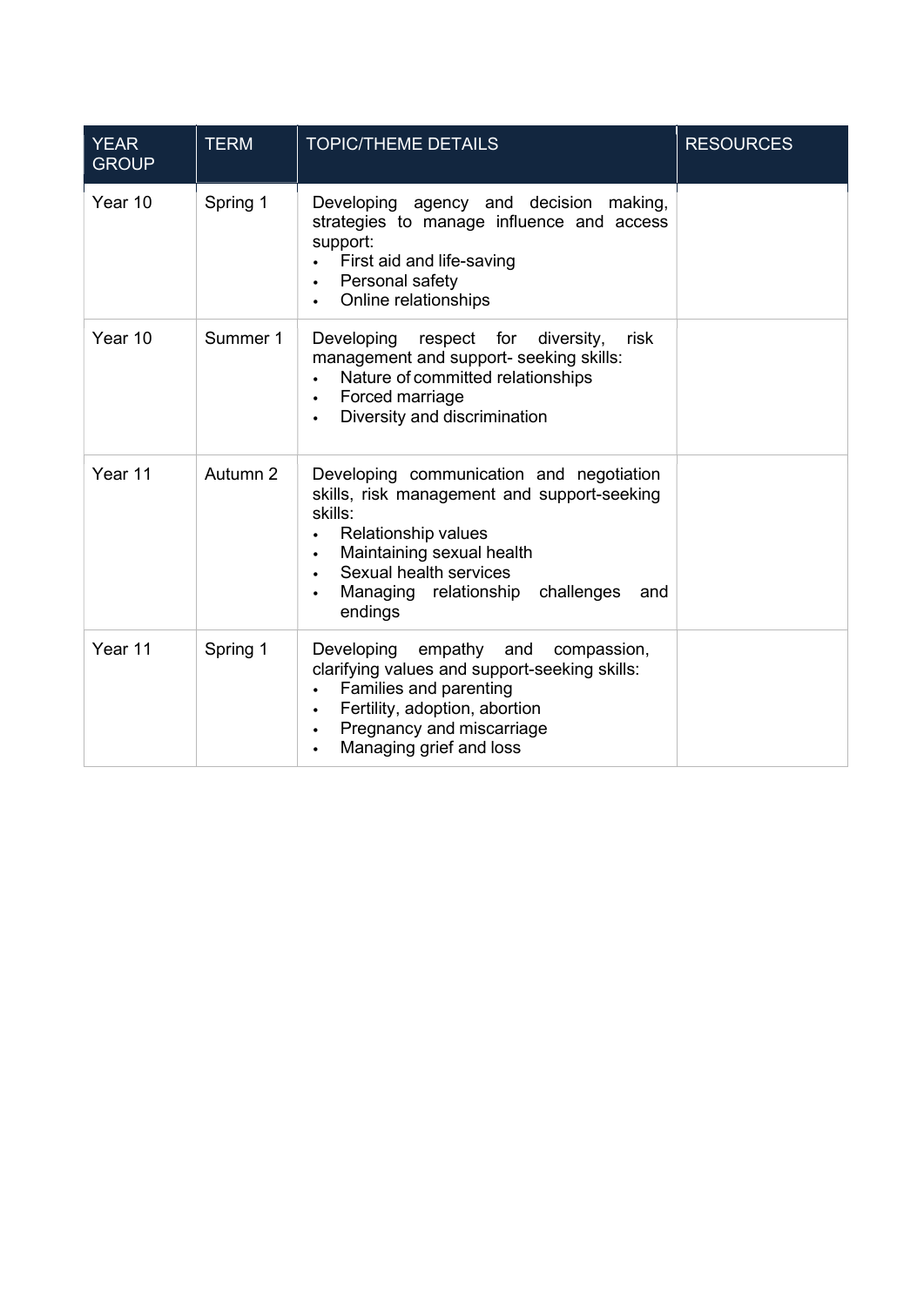| YEAR GROUP | TERM | TOPIC/THEME DETAILS | RESOURCES |
|---|---|---|---|
| Year 10 | Spring 1 | Developing agency and decision making, strategies to manage influence and access support:<br>• First aid and life-saving<br>• Personal safety<br>• Online relationships | |
| Year 10 | Summer 1 | Developing respect for diversity, risk management and support- seeking skills:<br>• Nature of committed relationships<br>• Forced marriage<br>• Diversity and discrimination | |
| Year 11 | Autumn 2 | Developing communication and negotiation skills, risk management and support-seeking skills:<br>• Relationship values<br>• Maintaining sexual health<br>• Sexual health services<br>• Managing relationship challenges and endings | |
| Year 11 | Spring 1 | Developing empathy and compassion, clarifying values and support-seeking skills:<br>• Families and parenting<br>• Fertility, adoption, abortion<br>• Pregnancy and miscarriage<br>• Managing grief and loss | |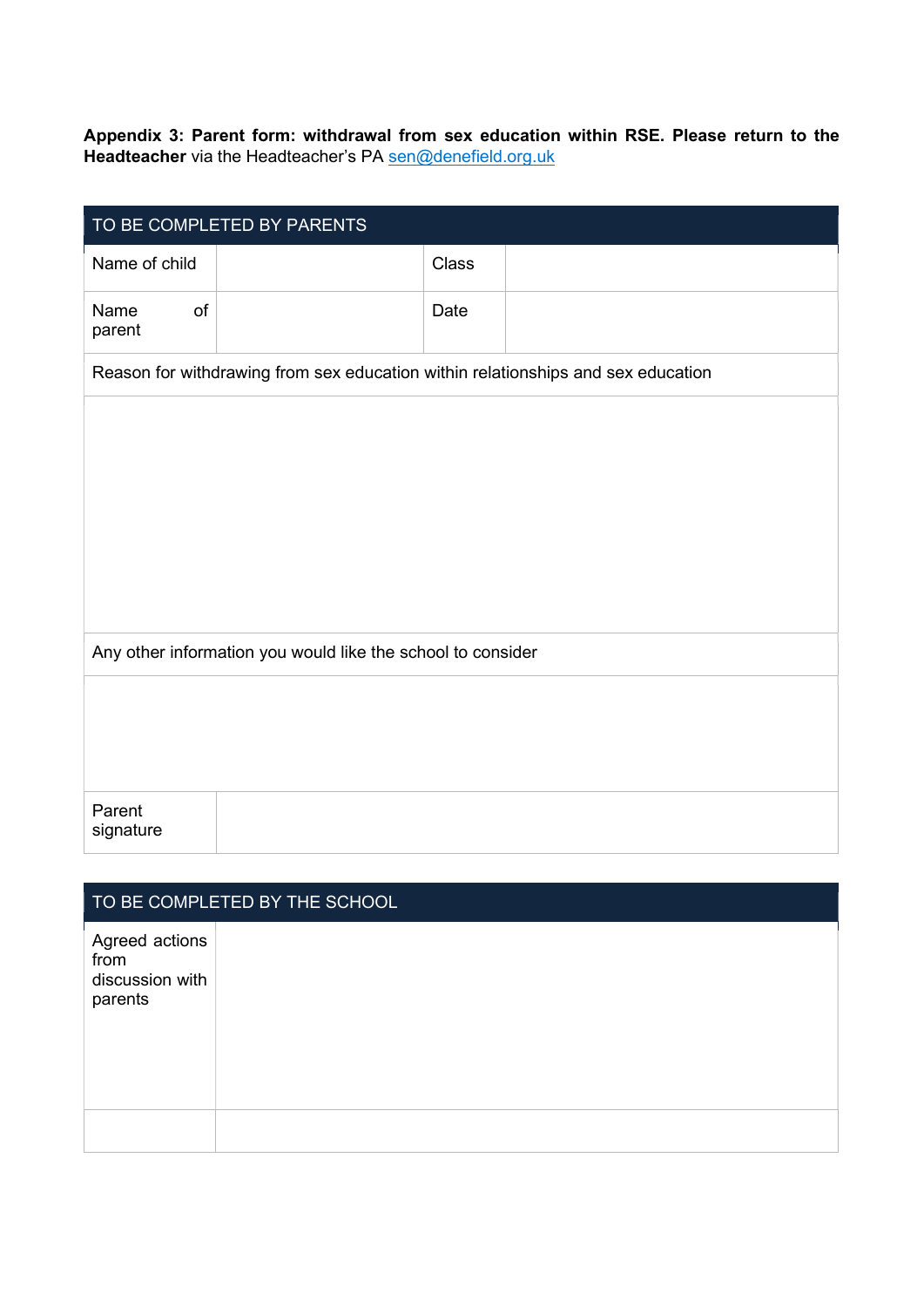**Appendix 3: Parent form: withdrawal from sex education within RSE. Please return to the Headteacher** via the Headteacher's PA sen@denefield.org.uk

| TO BE COMPLETED BY PARENTS | | | |
|---|---|---|---|
| Name of child | | Class | |
| Name of parent | | Date | |
| Reason for withdrawing from sex education within relationships and sex education | | | |
| | | | |
| Any other information you would like the school to consider | | | |
| | | | |
| Parent signature | | | |

| TO BE COMPLETED BY THE SCHOOL | |
|---|---|
| Agreed actions from discussion with parents | |
| | |